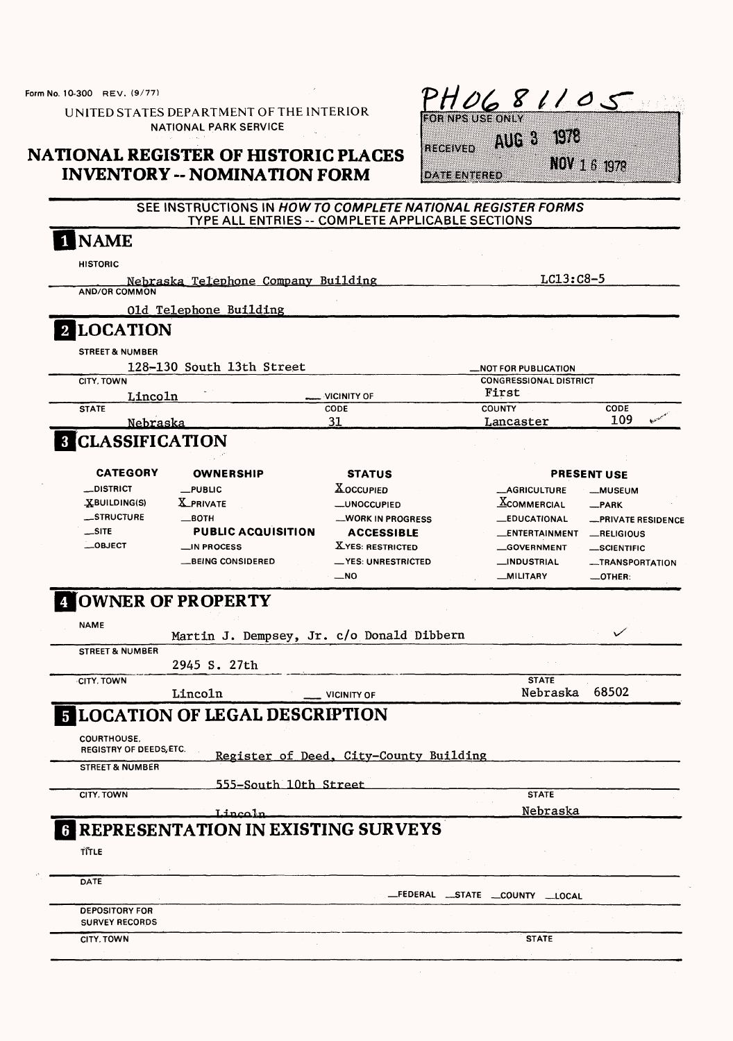Form No. 10-300 REV. (9/77)

UNITED STATES DEPARTMENT OF THE INTERIOR
NATIONAL PARK SERVICE

# NATIONAL REGISTER OF HISTORIC PLACES INVENTORY -- NOMINATION FORM

PH0681105

FOR NPS USE ONLY

RECEIVED AUG 3 1978

DATE ENTERED NOV 16 1978

SEE INSTRUCTIONS IN *HOW TO COMPLETE NATIONAL REGISTER FORMS*
TYPE ALL ENTRIES -- COMPLETE APPLICABLE SECTIONS

## 1 NAME

HISTORIC

Nebraska Telephone Company Building LC13:C8-5

AND/OR COMMON

Old Telephone Building

## 2 LOCATION

STREET & NUMBER

128-130 South 13th Street _NOT FOR PUBLICATION

CITY, TOWN Lincoln _ VICINITY OF

CONGRESSIONAL DISTRICT First

| STATE | CODE | COUNTY | CODE |
|---|---|---|---|
| Nebraska | 31 | Lancaster | 109 |

## 3 CLASSIFICATION

| CATEGORY | OWNERSHIP | STATUS | PRESENT USE | |
|---|---|---|---|---|
| _DISTRICT | _PUBLIC | X OCCUPIED | _AGRICULTURE | _MUSEUM |
| X BUILDING(S) | X PRIVATE | _UNOCCUPIED | X COMMERCIAL | _PARK |
| _STRUCTURE | _BOTH | _WORK IN PROGRESS | _EDUCATIONAL | _PRIVATE RESIDENCE |
| _SITE | **PUBLIC ACQUISITION** | **ACCESSIBLE** | _ENTERTAINMENT | _RELIGIOUS |
| _OBJECT | _IN PROCESS | X YES: RESTRICTED | _GOVERNMENT | _SCIENTIFIC |
| | _BEING CONSIDERED | _YES: UNRESTRICTED | _INDUSTRIAL | _TRANSPORTATION |
| | | _NO | _MILITARY | _OTHER: |

## 4 OWNER OF PROPERTY

NAME

Martin J. Dempsey, Jr. c/o Donald Dibbern

STREET & NUMBER

2945 S. 27th

CITY, TOWN Lincoln _ VICINITY OF

STATE Nebraska 68502

## 5 LOCATION OF LEGAL DESCRIPTION

COURTHOUSE, REGISTRY OF DEEDS, ETC. Register of Deed, City-County Building

STREET & NUMBER

555-South 10th Street

CITY, TOWN Lincoln

STATE Nebraska

## 6 REPRESENTATION IN EXISTING SURVEYS

TITLE

DATE

_FEDERAL _STATE _COUNTY _LOCAL

DEPOSITORY FOR SURVEY RECORDS

CITY, TOWN

STATE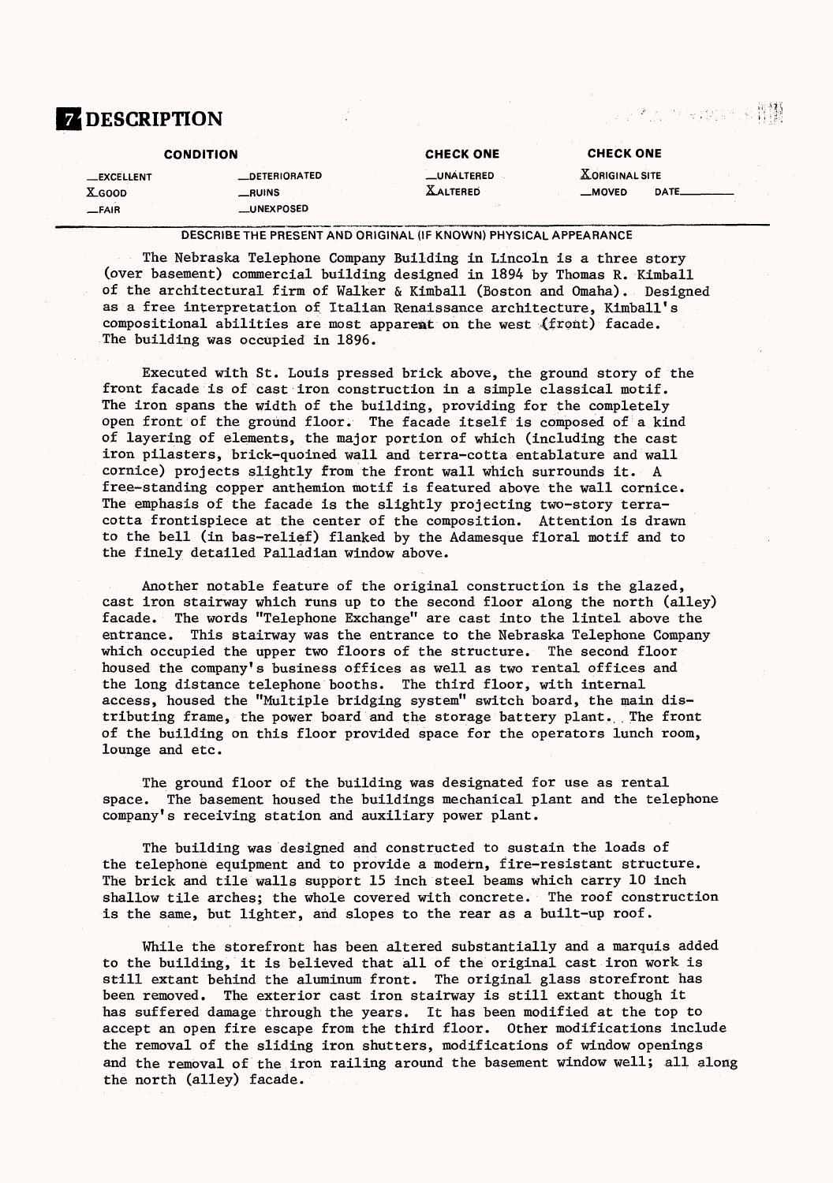# 7 DESCRIPTION

| CONDITION | | CHECK ONE | CHECK ONE |
|---|---|---|---|
| __EXCELLENT | __DETERIORATED | __UNALTERED | X ORIGINAL SITE |
| X GOOD | __RUINS | X ALTERED | __MOVED DATE______ |
| __FAIR | __UNEXPOSED | | |

DESCRIBE THE PRESENT AND ORIGINAL (IF KNOWN) PHYSICAL APPEARANCE

The Nebraska Telephone Company Building in Lincoln is a three story (over basement) commercial building designed in 1894 by Thomas R. Kimball of the architectural firm of Walker & Kimball (Boston and Omaha). Designed as a free interpretation of Italian Renaissance architecture, Kimball's compositional abilities are most apparent on the west (front) facade. The building was occupied in 1896.

Executed with St. Louis pressed brick above, the ground story of the front facade is of cast iron construction in a simple classical motif. The iron spans the width of the building, providing for the completely open front of the ground floor. The facade itself is composed of a kind of layering of elements, the major portion of which (including the cast iron pilasters, brick-quoined wall and terra-cotta entablature and wall cornice) projects slightly from the front wall which surrounds it. A free-standing copper anthemion motif is featured above the wall cornice. The emphasis of the facade is the slightly projecting two-story terra-cotta frontispiece at the center of the composition. Attention is drawn to the bell (in bas-relief) flanked by the Adamesque floral motif and to the finely detailed Palladian window above.

Another notable feature of the original construction is the glazed, cast iron stairway which runs up to the second floor along the north (alley) facade. The words "Telephone Exchange" are cast into the lintel above the entrance. This stairway was the entrance to the Nebraska Telephone Company which occupied the upper two floors of the structure. The second floor housed the company's business offices as well as two rental offices and the long distance telephone booths. The third floor, with internal access, housed the "Multiple bridging system" switch board, the main distributing frame, the power board and the storage battery plant. The front of the building on this floor provided space for the operators lunch room, lounge and etc.

The ground floor of the building was designated for use as rental space. The basement housed the buildings mechanical plant and the telephone company's receiving station and auxiliary power plant.

The building was designed and constructed to sustain the loads of the telephone equipment and to provide a modern, fire-resistant structure. The brick and tile walls support 15 inch steel beams which carry 10 inch shallow tile arches; the whole covered with concrete. The roof construction is the same, but lighter, and slopes to the rear as a built-up roof.

While the storefront has been altered substantially and a marquis added to the building, it is believed that all of the original cast iron work is still extant behind the aluminum front. The original glass storefront has been removed. The exterior cast iron stairway is still extant though it has suffered damage through the years. It has been modified at the top to accept an open fire escape from the third floor. Other modifications include the removal of the sliding iron shutters, modifications of window openings and the removal of the iron railing around the basement window well; all along the north (alley) facade.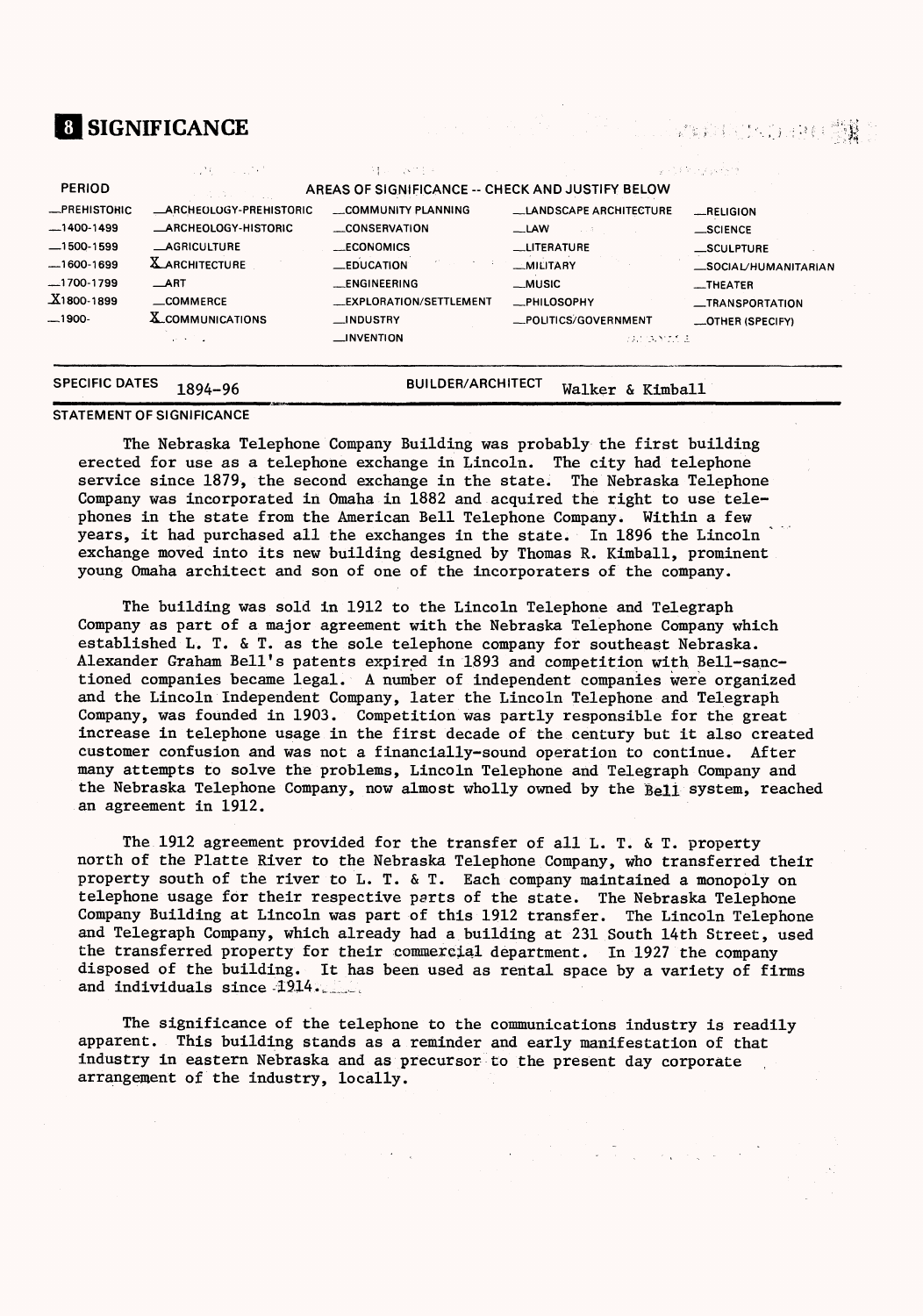# 8 SIGNIFICANCE

| PERIOD | AREAS OF SIGNIFICANCE -- CHECK AND JUSTIFY BELOW | | | |
|---|---|---|---|---|
| _PREHISTORIC | _ARCHEOLOGY-PREHISTORIC | _COMMUNITY PLANNING | _LANDSCAPE ARCHITECTURE | _RELIGION |
| _1400-1499 | _ARCHEOLOGY-HISTORIC | _CONSERVATION | _LAW | _SCIENCE |
| _1500-1599 | _AGRICULTURE | _ECONOMICS | _LITERATURE | _SCULPTURE |
| _1600-1699 | X ARCHITECTURE | _EDUCATION | _MILITARY | _SOCIAL/HUMANITARIAN |
| _1700-1799 | _ART | _ENGINEERING | _MUSIC | _THEATER |
| X 1800-1899 | _COMMERCE | _EXPLORATION/SETTLEMENT | _PHILOSOPHY | _TRANSPORTATION |
| _1900- | X COMMUNICATIONS | _INDUSTRY | _POLITICS/GOVERNMENT | _OTHER (SPECIFY) |
| | | _INVENTION | | |

**SPECIFIC DATES** 1894-96 **BUILDER/ARCHITECT** Walker & Kimball

## STATEMENT OF SIGNIFICANCE

The Nebraska Telephone Company Building was probably the first building erected for use as a telephone exchange in Lincoln. The city had telephone service since 1879, the second exchange in the state. The Nebraska Telephone Company was incorporated in Omaha in 1882 and acquired the right to use telephones in the state from the American Bell Telephone Company. Within a few years, it had purchased all the exchanges in the state. In 1896 the Lincoln exchange moved into its new building designed by Thomas R. Kimball, prominent young Omaha architect and son of one of the incorporaters of the company.

The building was sold in 1912 to the Lincoln Telephone and Telegraph Company as part of a major agreement with the Nebraska Telephone Company which established L. T. & T. as the sole telephone company for southeast Nebraska. Alexander Graham Bell's patents expired in 1893 and competition with Bell-sanctioned companies became legal. A number of independent companies were organized and the Lincoln Independent Company, later the Lincoln Telephone and Telegraph Company, was founded in 1903. Competition was partly responsible for the great increase in telephone usage in the first decade of the century but it also created customer confusion and was not a financially-sound operation to continue. After many attempts to solve the problems, Lincoln Telephone and Telegraph Company and the Nebraska Telephone Company, now almost wholly owned by the Bell system, reached an agreement in 1912.

The 1912 agreement provided for the transfer of all L. T. & T. property north of the Platte River to the Nebraska Telephone Company, who transferred their property south of the river to L. T. & T. Each company maintained a monopoly on telephone usage for their respective parts of the state. The Nebraska Telephone Company Building at Lincoln was part of this 1912 transfer. The Lincoln Telephone and Telegraph Company, which already had a building at 231 South 14th Street, used the transferred property for their commercial department. In 1927 the company disposed of the building. It has been used as rental space by a variety of firms and individuals since 1914.

The significance of the telephone to the communications industry is readily apparent. This building stands as a reminder and early manifestation of that industry in eastern Nebraska and as precursor to the present day corporate arrangement of the industry, locally.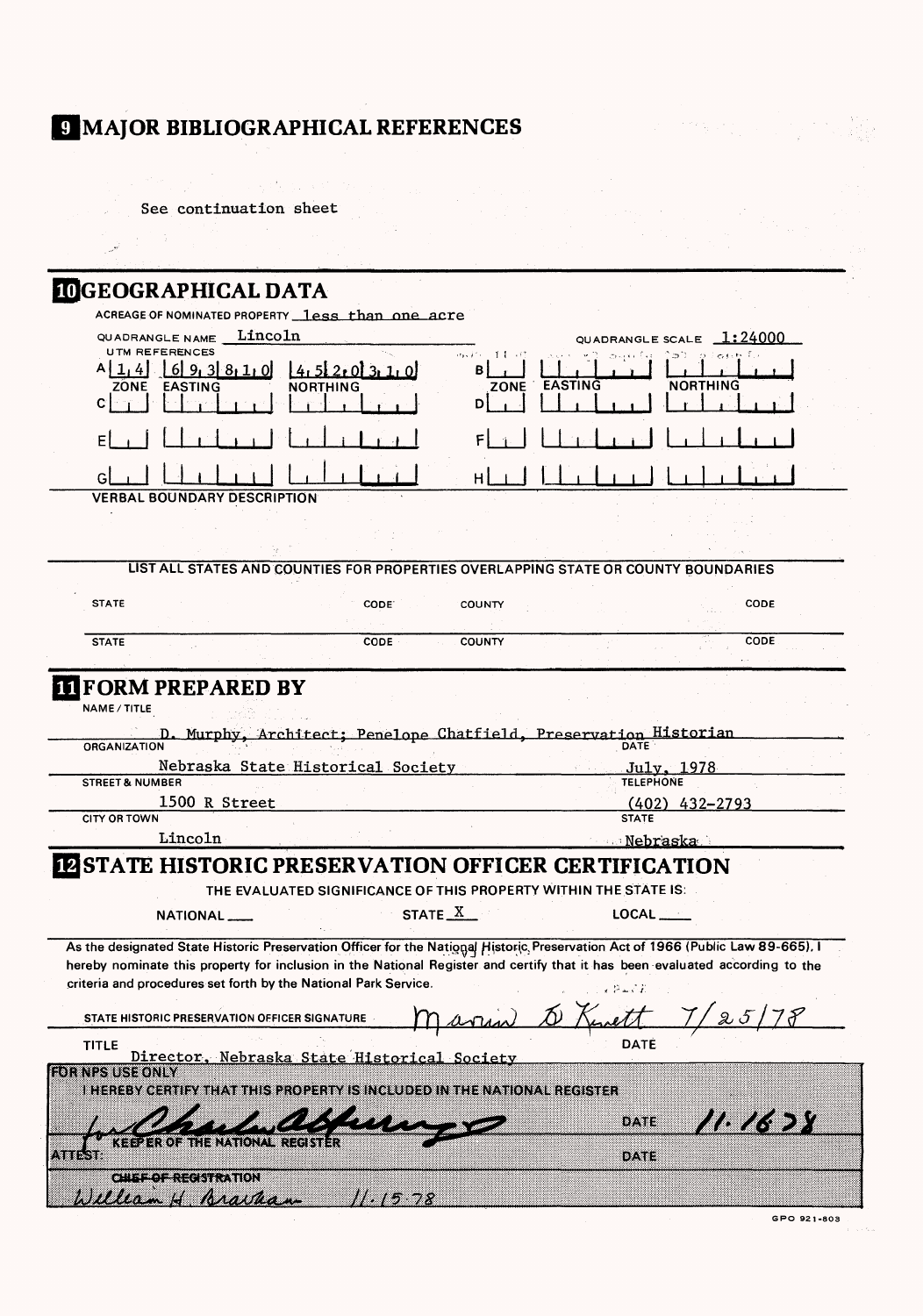## 9 MAJOR BIBLIOGRAPHICAL REFERENCES

See continuation sheet

## 10 GEOGRAPHICAL DATA

ACREAGE OF NOMINATED PROPERTY less than one acre

QUADRANGLE NAME Lincoln

QUADRANGLE SCALE 1:24000

UTM REFERENCES

| | ZONE | EASTING | NORTHING |
|---|---|---|---|
| A | 14 | 693810 | 4520310 |
| B | | | |
| C | | | |
| D | | | |
| E | | | |
| F | | | |
| G | | | |
| H | | | |

VERBAL BOUNDARY DESCRIPTION

LIST ALL STATES AND COUNTIES FOR PROPERTIES OVERLAPPING STATE OR COUNTY BOUNDARIES

| STATE | CODE | COUNTY | CODE |
|---|---|---|---|
| | | | |
| | | | |

## 11 FORM PREPARED BY

NAME / TITLE

D. Murphy, Architect; Penelope Chatfield, Preservation Historian

ORGANIZATION: Nebraska State Historical Society

DATE: July, 1978

STREET & NUMBER: 1500 R Street

TELEPHONE: (402) 432-2793

CITY OR TOWN: Lincoln

STATE: Nebraska

## 12 STATE HISTORIC PRESERVATION OFFICER CERTIFICATION

THE EVALUATED SIGNIFICANCE OF THIS PROPERTY WITHIN THE STATE IS:

NATIONAL ___ STATE X LOCAL ___

As the designated State Historic Preservation Officer for the National Historic Preservation Act of 1966 (Public Law 89-665), I hereby nominate this property for inclusion in the National Register and certify that it has been evaluated according to the criteria and procedures set forth by the National Park Service.

STATE HISTORIC PRESERVATION OFFICER SIGNATURE: Marvin D Kivett 7/25/78

TITLE: Director, Nebraska State Historical Society

DATE

FOR NPS USE ONLY

I HEREBY CERTIFY THAT THIS PROPERTY IS INCLUDED IN THE NATIONAL REGISTER

for Charles Herrington

KEEPER OF THE NATIONAL REGISTER

DATE 11.16.78

ATTEST:

DATE

CHIEF OF REGISTRATION

William H. Bravhan 11.15.78

GPO 921-803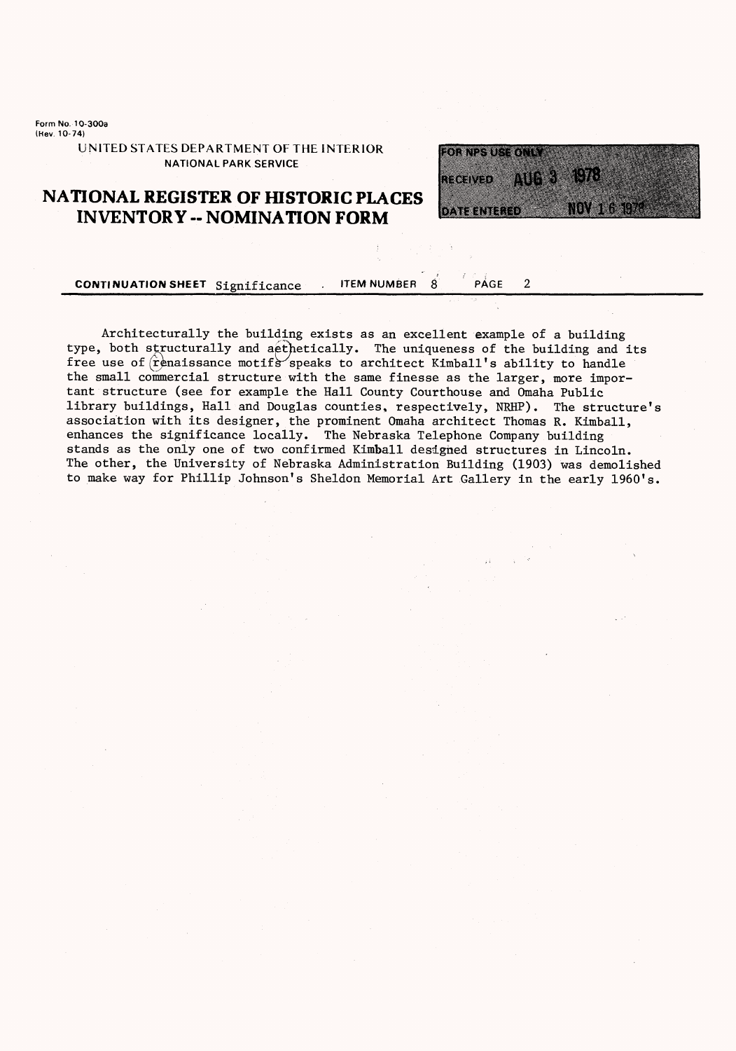Form No. 10-300a
(Rev. 10-74)

UNITED STATES DEPARTMENT OF THE INTERIOR
NATIONAL PARK SERVICE

# NATIONAL REGISTER OF HISTORIC PLACES INVENTORY -- NOMINATION FORM

| FOR NPS USE ONLY | |
|---|---|
| RECEIVED | AUG 3 1978 |
| DATE ENTERED | NOV 16 1978 |

**CONTINUATION SHEET** Significance **ITEM NUMBER** 8 **PAGE** 2

Architecturally the building exists as an excellent example of a building type, both structurally and aethetically. The uniqueness of the building and its free use of renaissance motifs speaks to architect Kimball's ability to handle the small commercial structure with the same finesse as the larger, more important structure (see for example the Hall County Courthouse and Omaha Public library buildings, Hall and Douglas counties, respectively, NRHP). The structure's association with its designer, the prominent Omaha architect Thomas R. Kimball, enhances the significance locally. The Nebraska Telephone Company building stands as the only one of two confirmed Kimball designed structures in Lincoln. The other, the University of Nebraska Administration Building (1903) was demolished to make way for Phillip Johnson's Sheldon Memorial Art Gallery in the early 1960's.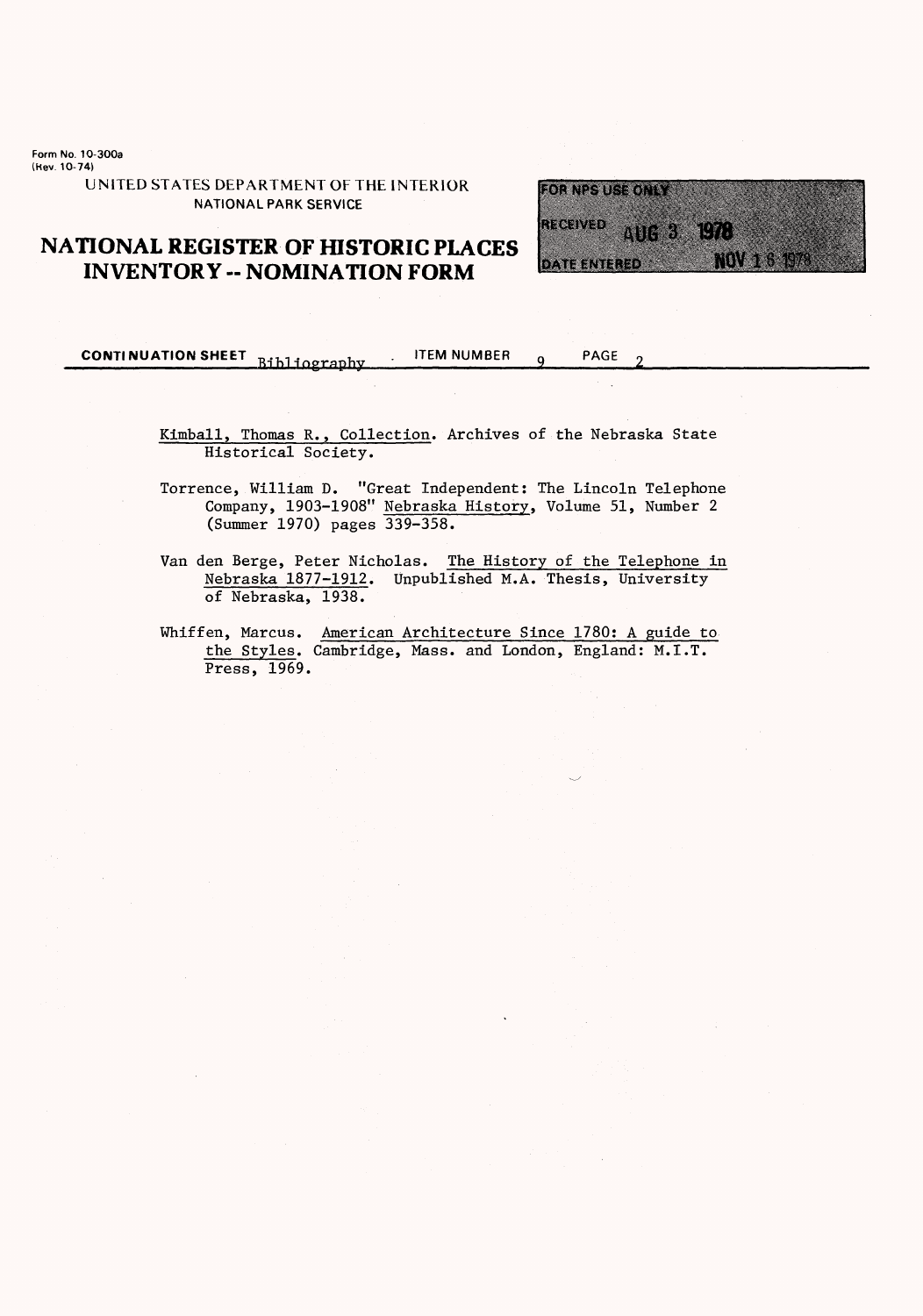Form No. 10-300a
(Rev. 10-74)

UNITED STATES DEPARTMENT OF THE INTERIOR
NATIONAL PARK SERVICE

# NATIONAL REGISTER OF HISTORIC PLACES INVENTORY -- NOMINATION FORM

FOR NPS USE ONLY
RECEIVED AUG 3 1978
DATE ENTERED NOV 16 1978

CONTINUATION SHEET Bibliography ITEM NUMBER 9 PAGE 2

Kimball, Thomas R., Collection. Archives of the Nebraska State Historical Society.

Torrence, William D. "Great Independent: The Lincoln Telephone Company, 1903-1908" Nebraska History, Volume 51, Number 2 (Summer 1970) pages 339-358.

Van den Berge, Peter Nicholas. The History of the Telephone in Nebraska 1877-1912. Unpublished M.A. Thesis, University of Nebraska, 1938.

Whiffen, Marcus. American Architecture Since 1780: A guide to the Styles. Cambridge, Mass. and London, England: M.I.T. Press, 1969.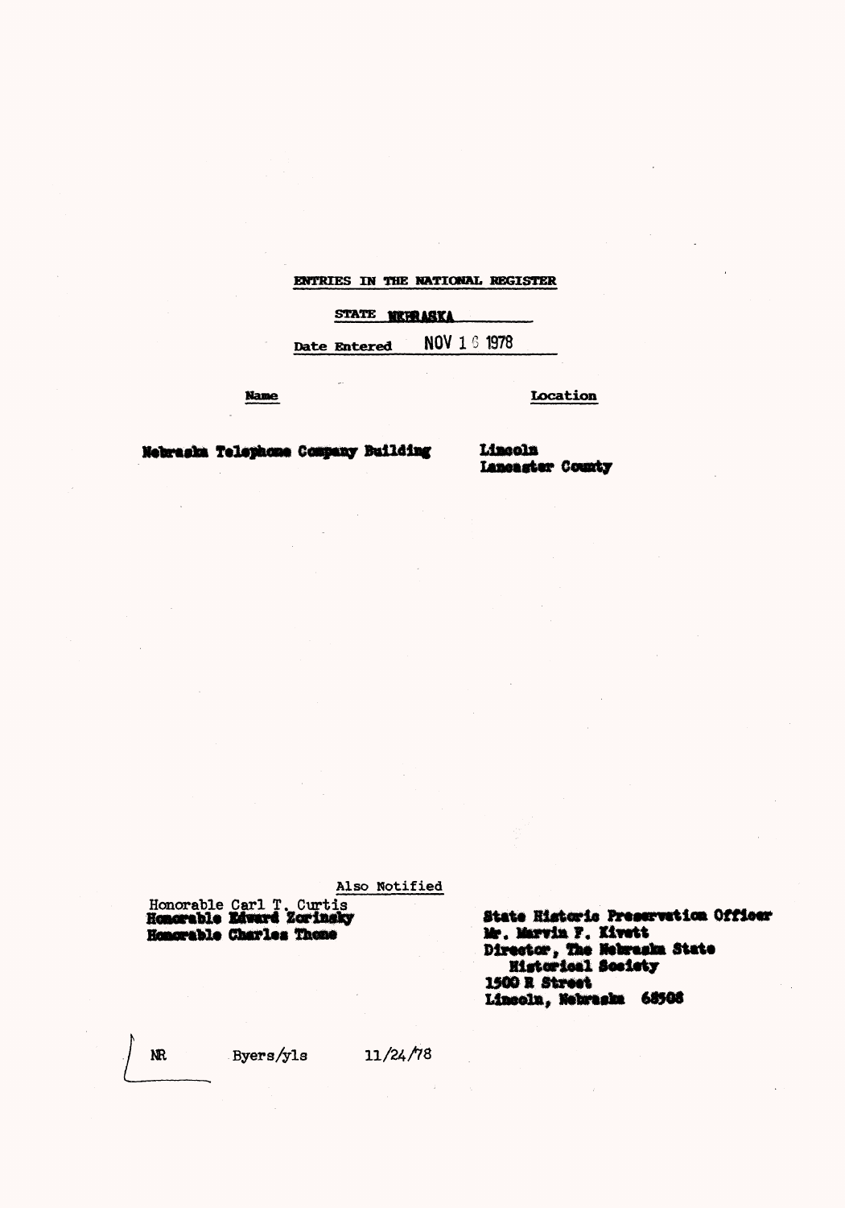**ENTRIES IN THE NATIONAL REGISTER**

**STATE** NEBRASKA

**Date Entered** NOV 16 1978

| Name | Location |
|---|---|
| Nebraska Telephone Company Building | Lincoln<br>Lancaster County |

**Also Notified**

Honorable Carl T. Curtis
Honorable Edward Zorinsky
Honorable Charles Thone

State Historic Preservation Officer
Mr. Marvin F. Kivett
Director, The Nebraska State
Historical Society
1500 R Street
Lincoln, Nebraska 68508

NR Byers/yls 11/24/78